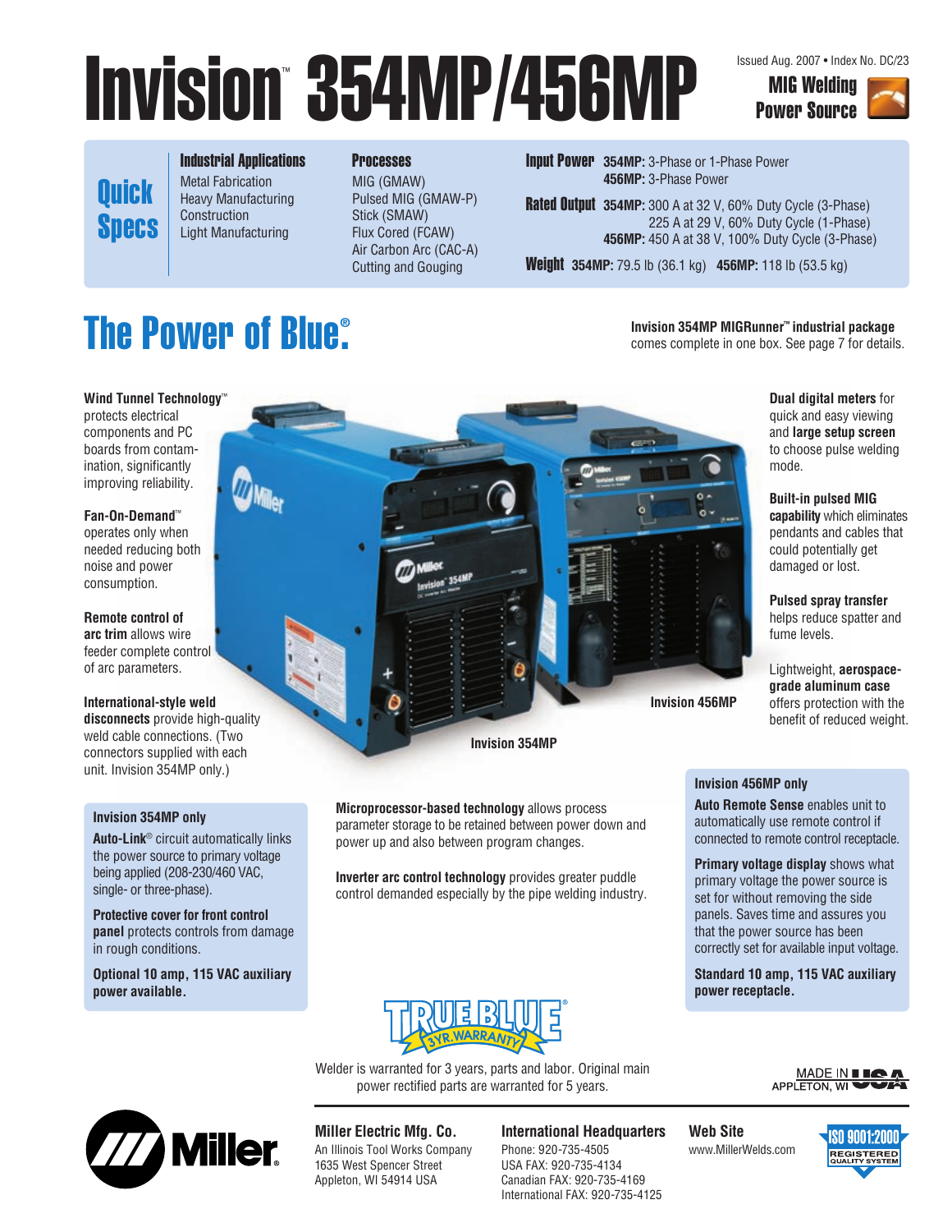# Invision™ 354MP/456MP

Issued Aug. 2007 • Index No. DC/23

**MIG Welding Power Source**

## Quick Specs

**Industrial Applications**
Metal Fabrication
Heavy Manufacturing
Construction
Light Manufacturing

**Processes**
MIG (GMAW)
Pulsed MIG (GMAW-P)
Stick (SMAW)
Flux Cored (FCAW)
Air Carbon Arc (CAC-A)
Cutting and Gouging

**Input Power**
**354MP:** 3-Phase or 1-Phase Power
**456MP:** 3-Phase Power

**Rated Output**
**354MP:** 300 A at 32 V, 60% Duty Cycle (3-Phase)
225 A at 29 V, 60% Duty Cycle (1-Phase)
**456MP:** 450 A at 38 V, 100% Duty Cycle (3-Phase)

**Weight** **354MP:** 79.5 lb (36.1 kg) **456MP:** 118 lb (53.5 kg)

## The Power of Blue®

**Invision 354MP MIGRunner™ industrial package** comes complete in one box. See page 7 for details.

**Wind Tunnel Technology™** protects electrical components and PC boards from contamination, significantly improving reliability.

**Fan-On-Demand™** operates only when needed reducing both noise and power consumption.

**Remote control of arc trim** allows wire feeder complete control of arc parameters.

**International-style weld disconnects** provide high-quality weld cable connections. (Two connectors supplied with each unit. Invision 354MP only.)

**Dual digital meters** for quick and easy viewing and **large setup screen** to choose pulse welding mode.

**Built-in pulsed MIG capability** which eliminates pendants and cables that could potentially get damaged or lost.

**Pulsed spray transfer** helps reduce spatter and fume levels.

Lightweight, **aerospace-grade aluminum case** offers protection with the benefit of reduced weight.

Invision 456MP

Invision 354MP

### Invision 354MP only

**Auto-Link®** circuit automatically links the power source to primary voltage being applied (208-230/460 VAC, single- or three-phase).

**Protective cover for front control panel** protects controls from damage in rough conditions.

**Optional 10 amp, 115 VAC auxiliary power available.**

**Microprocessor-based technology** allows process parameter storage to be retained between power down and power up and also between program changes.

**Inverter arc control technology** provides greater puddle control demanded especially by the pipe welding industry.

### Invision 456MP only

**Auto Remote Sense** enables unit to automatically use remote control if connected to remote control receptacle.

**Primary voltage display** shows what primary voltage the power source is set for without removing the side panels. Saves time and assures you that the power source has been correctly set for available input voltage.

**Standard 10 amp, 115 VAC auxiliary power receptacle.**

TRUE BLUE® 3 YR. WARRANTY

Welder is warranted for 3 years, parts and labor. Original main power rectified parts are warranted for 5 years.

MADE IN USA
APPLETON, WI

**Miller Electric Mfg. Co.**
An Illinois Tool Works Company
1635 West Spencer Street
Appleton, WI 54914 USA

**International Headquarters**
Phone: 920-735-4505
USA FAX: 920-735-4134
Canadian FAX: 920-735-4169
International FAX: 920-735-4125

**Web Site**
www.MillerWelds.com

ISO 9001:2000 REGISTERED QUALITY SYSTEM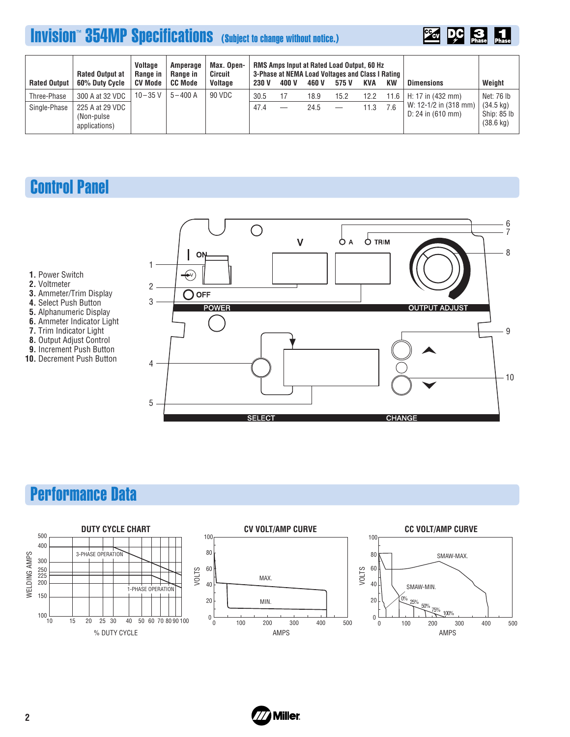# Invision™ 354MP Specifications (Subject to change without notice.)

| Rated Output | Rated Output at 60% Duty Cycle | Voltage Range in CV Mode | Amperage Range in CC Mode | Max. Open-Circuit Voltage | RMS Amps Input at Rated Load Output, 60 Hz 3-Phase at NEMA Load Voltages and Class I Rating 230 V | 400 V | 460 V | 575 V | KVA | KW | Dimensions | Weight |
|---|---|---|---|---|---|---|---|---|---|---|---|---|
| Three-Phase | 300 A at 32 VDC | 10–35 V | 5–400 A | 90 VDC | 30.5 | 17 | 18.9 | 15.2 | 12.2 | 11.6 | H: 17 in (432 mm) W: 12-1/2 in (318 mm) D: 24 in (610 mm) | Net: 76 lb (34.5 kg) Ship: 85 lb (38.6 kg) |
| Single-Phase | 225 A at 29 VDC (Non-pulse applications) | | | | 47.4 | — | 24.5 | — | 11.3 | 7.6 | | |

# Control Panel

1. Power Switch
2. Voltmeter
3. Ammeter/Trim Display
4. Select Push Button
5. Alphanumeric Display
6. Ammeter Indicator Light
7. Trim Indicator Light
8. Output Adjust Control
9. Increment Push Button
10. Decrement Push Button

# Performance Data

DUTY CYCLE CHART

CV VOLT/AMP CURVE

CC VOLT/AMP CURVE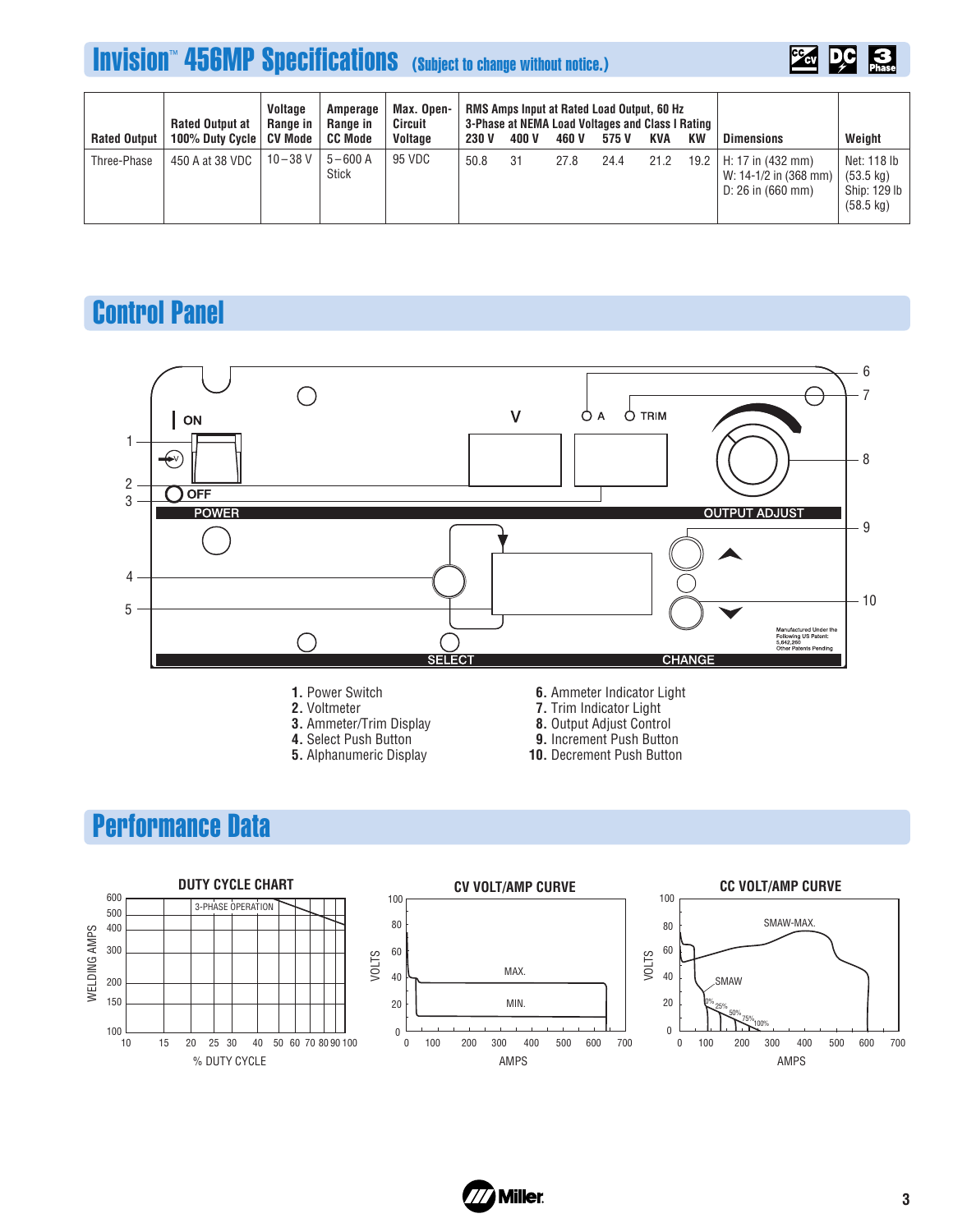# Invision™ 456MP Specifications (Subject to change without notice.)

| Rated Output | Rated Output at 100% Duty Cycle | Voltage Range in CV Mode | Amperage Range in CC Mode | Max. Open-Circuit Voltage | RMS Amps Input at Rated Load Output, 60 Hz 3-Phase at NEMA Load Voltages and Class I Rating | | | | | | Dimensions | Weight |
|---|---|---|---|---|---|---|---|---|---|---|---|---|
| | | | | | 230 V | 400 V | 460 V | 575 V | KVA | KW | | |
| Three-Phase | 450 A at 38 VDC | 10–38 V | 5–600 A Stick | 95 VDC | 50.8 | 31 | 27.8 | 24.4 | 21.2 | 19.2 | H: 17 in (432 mm) W: 14-1/2 in (368 mm) D: 26 in (660 mm) | Net: 118 lb (53.5 kg) Ship: 129 lb (58.5 kg) |

## Control Panel

1. Power Switch
2. Voltmeter
3. Ammeter/Trim Display
4. Select Push Button
5. Alphanumeric Display
6. Ammeter Indicator Light
7. Trim Indicator Light
8. Output Adjust Control
9. Increment Push Button
10. Decrement Push Button

## Performance Data

DUTY CYCLE CHART

CV VOLT/AMP CURVE

CC VOLT/AMP CURVE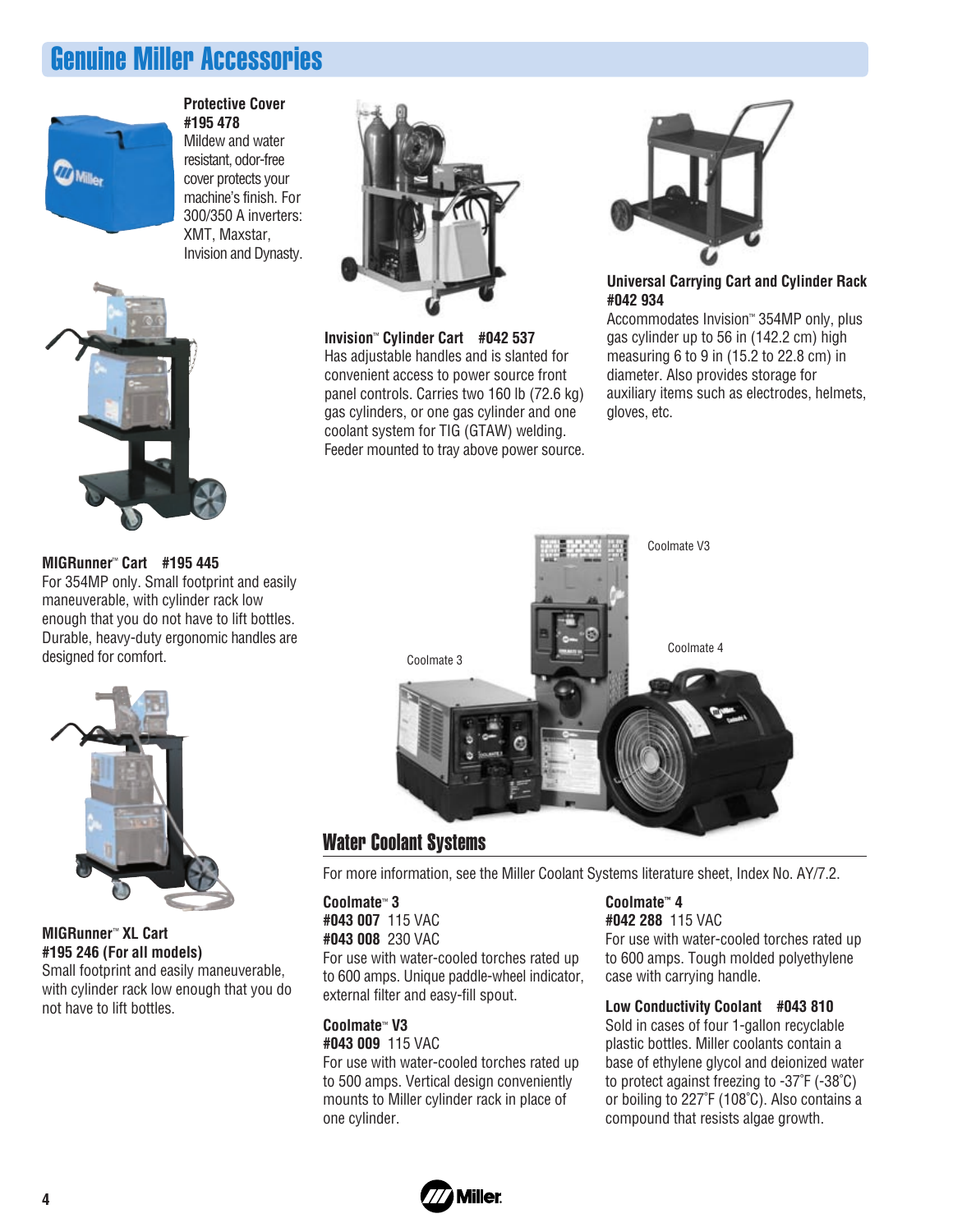# Genuine Miller Accessories

**Protective Cover**
**#195 478**
Mildew and water resistant, odor-free cover protects your machine's finish. For 300/350 A inverters: XMT, Maxstar, Invision and Dynasty.

**Invision™ Cylinder Cart #042 537**
Has adjustable handles and is slanted for convenient access to power source front panel controls. Carries two 160 lb (72.6 kg) gas cylinders, or one gas cylinder and one coolant system for TIG (GTAW) welding. Feeder mounted to tray above power source.

**Universal Carrying Cart and Cylinder Rack #042 934**
Accommodates Invision™ 354MP only, plus gas cylinder up to 56 in (142.2 cm) high measuring 6 to 9 in (15.2 to 22.8 cm) in diameter. Also provides storage for auxiliary items such as electrodes, helmets, gloves, etc.

**MIGRunner™ Cart #195 445**
For 354MP only. Small footprint and easily maneuverable, with cylinder rack low enough that you do not have to lift bottles. Durable, heavy-duty ergonomic handles are designed for comfort.

**MIGRunner™ XL Cart**
**#195 246 (For all models)**
Small footprint and easily maneuverable, with cylinder rack low enough that you do not have to lift bottles.

Coolmate V3

Coolmate 3

Coolmate 4

## Water Coolant Systems

For more information, see the Miller Coolant Systems literature sheet, Index No. AY/7.2.

**Coolmate™ 3**
**#043 007** 115 VAC
**#043 008** 230 VAC
For use with water-cooled torches rated up to 600 amps. Unique paddle-wheel indicator, external filter and easy-fill spout.

**Coolmate™ V3**
**#043 009** 115 VAC
For use with water-cooled torches rated up to 500 amps. Vertical design conveniently mounts to Miller cylinder rack in place of one cylinder.

**Coolmate™ 4**
**#042 288** 115 VAC
For use with water-cooled torches rated up to 600 amps. Tough molded polyethylene case with carrying handle.

**Low Conductivity Coolant #043 810**
Sold in cases of four 1-gallon recyclable plastic bottles. Miller coolants contain a base of ethylene glycol and deionized water to protect against freezing to -37°F (-38°C) or boiling to 227°F (108°C). Also contains a compound that resists algae growth.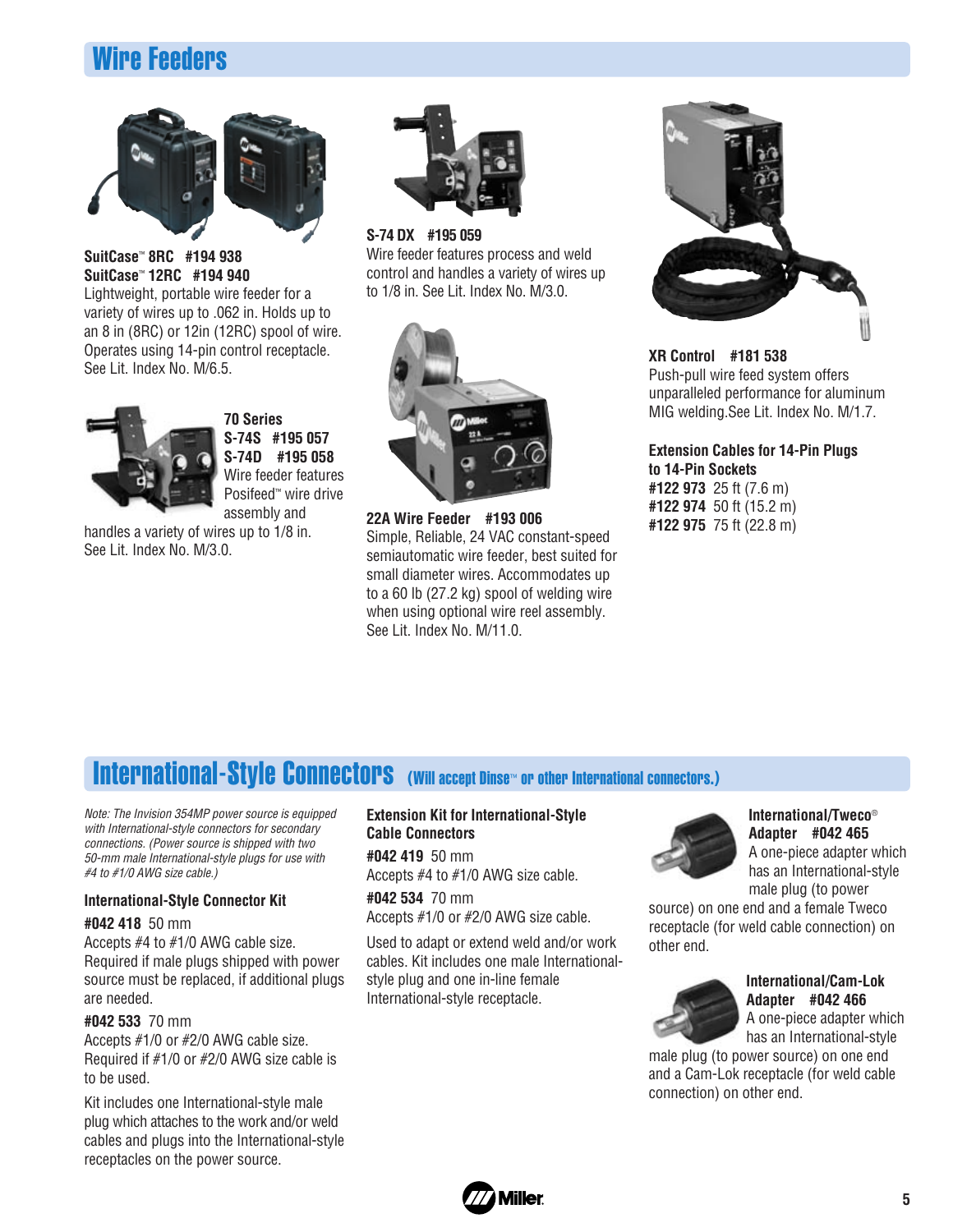## Wire Feeders

**SuitCase™ 8RC #194 938**
**SuitCase™ 12RC #194 940**
Lightweight, portable wire feeder for a variety of wires up to .062 in. Holds up to an 8 in (8RC) or 12in (12RC) spool of wire. Operates using 14-pin control receptacle. See Lit. Index No. M/6.5.

**70 Series**
**S-74S #195 057**
**S-74D #195 058**
Wire feeder features Posifeed™ wire drive assembly and handles a variety of wires up to 1/8 in. See Lit. Index No. M/3.0.

**S-74 DX #195 059**
Wire feeder features process and weld control and handles a variety of wires up to 1/8 in. See Lit. Index No. M/3.0.

**22A Wire Feeder #193 006**
Simple, Reliable, 24 VAC constant-speed semiautomatic wire feeder, best suited for small diameter wires. Accommodates up to a 60 lb (27.2 kg) spool of welding wire when using optional wire reel assembly. See Lit. Index No. M/11.0.

**XR Control #181 538**
Push-pull wire feed system offers unparalleled performance for aluminum MIG welding.See Lit. Index No. M/1.7.

**Extension Cables for 14-Pin Plugs to 14-Pin Sockets**
**#122 973** 25 ft (7.6 m)
**#122 974** 50 ft (15.2 m)
**#122 975** 75 ft (22.8 m)

## International-Style Connectors (Will accept Dinse™ or other International connectors.)

*Note: The Invision 354MP power source is equipped with International-style connectors for secondary connections. (Power source is shipped with two 50-mm male International-style plugs for use with #4 to #1/0 AWG size cable.)*

**International-Style Connector Kit**

**#042 418** 50 mm
Accepts #4 to #1/0 AWG cable size. Required if male plugs shipped with power source must be replaced, if additional plugs are needed.

**#042 533** 70 mm
Accepts #1/0 or #2/0 AWG cable size. Required if #1/0 or #2/0 AWG size cable is to be used.

Kit includes one International-style male plug which attaches to the work and/or weld cables and plugs into the International-style receptacles on the power source.

**Extension Kit for International-Style Cable Connectors**

**#042 419** 50 mm
Accepts #4 to #1/0 AWG size cable.

**#042 534** 70 mm
Accepts #1/0 or #2/0 AWG size cable.

Used to adapt or extend weld and/or work cables. Kit includes one male International-style plug and one in-line female International-style receptacle.

**International/Tweco® Adapter #042 465**
A one-piece adapter which has an International-style male plug (to power source) on one end and a female Tweco receptacle (for weld cable connection) on other end.

**International/Cam-Lok Adapter #042 466**
A one-piece adapter which has an International-style male plug (to power source) on one end and a Cam-Lok receptacle (for weld cable connection) on other end.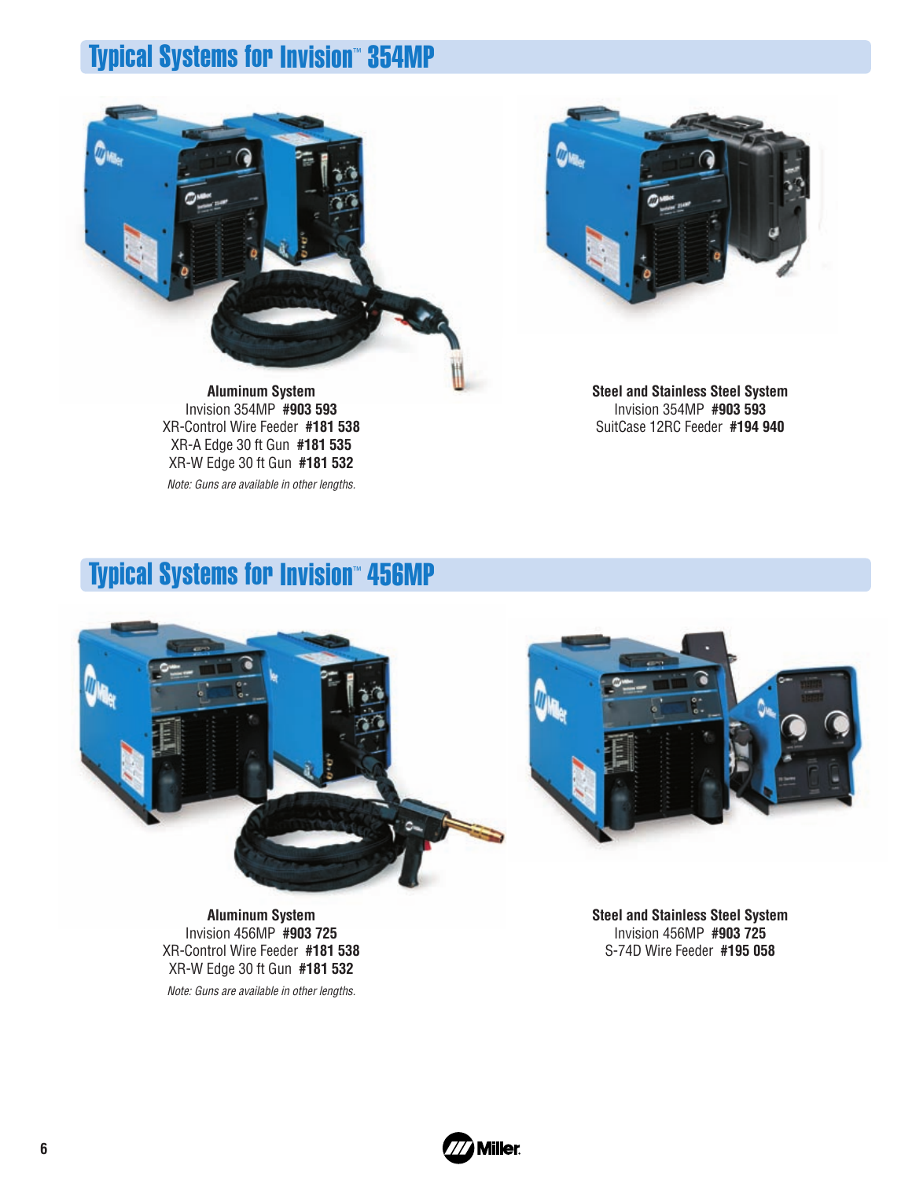## Typical Systems for Invision™ 354MP

**Aluminum System**
Invision 354MP **#903 593**
XR-Control Wire Feeder **#181 538**
XR-A Edge 30 ft Gun **#181 535**
XR-W Edge 30 ft Gun **#181 532**
*Note: Guns are available in other lengths.*

**Steel and Stainless Steel System**
Invision 354MP **#903 593**
SuitCase 12RC Feeder **#194 940**

## Typical Systems for Invision™ 456MP

**Aluminum System**
Invision 456MP **#903 725**
XR-Control Wire Feeder **#181 538**
XR-W Edge 30 ft Gun **#181 532**
*Note: Guns are available in other lengths.*

**Steel and Stainless Steel System**
Invision 456MP **#903 725**
S-74D Wire Feeder **#195 058**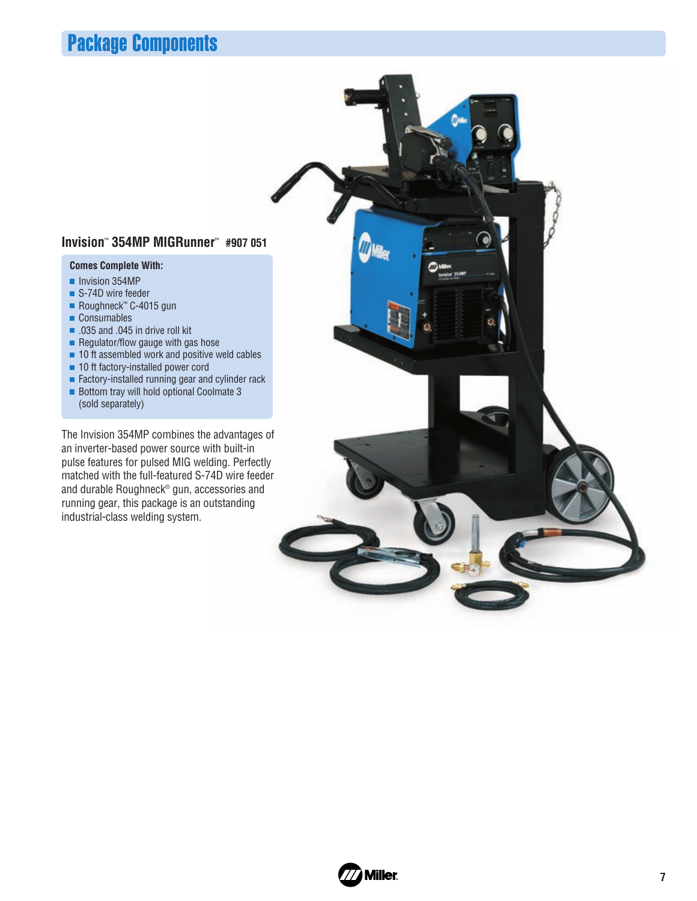# Package Components

## Invision™ 354MP MIGRunner™ #907 051

**Comes Complete With:**

- Invision 354MP
- S-74D wire feeder
- Roughneck™ C-4015 gun
- Consumables
- .035 and .045 in drive roll kit
- Regulator/flow gauge with gas hose
- 10 ft assembled work and positive weld cables
- 10 ft factory-installed power cord
- Factory-installed running gear and cylinder rack
- Bottom tray will hold optional Coolmate 3 (sold separately)

The Invision 354MP combines the advantages of an inverter-based power source with built-in pulse features for pulsed MIG welding. Perfectly matched with the full-featured S-74D wire feeder and durable Roughneck® gun, accessories and running gear, this package is an outstanding industrial-class welding system.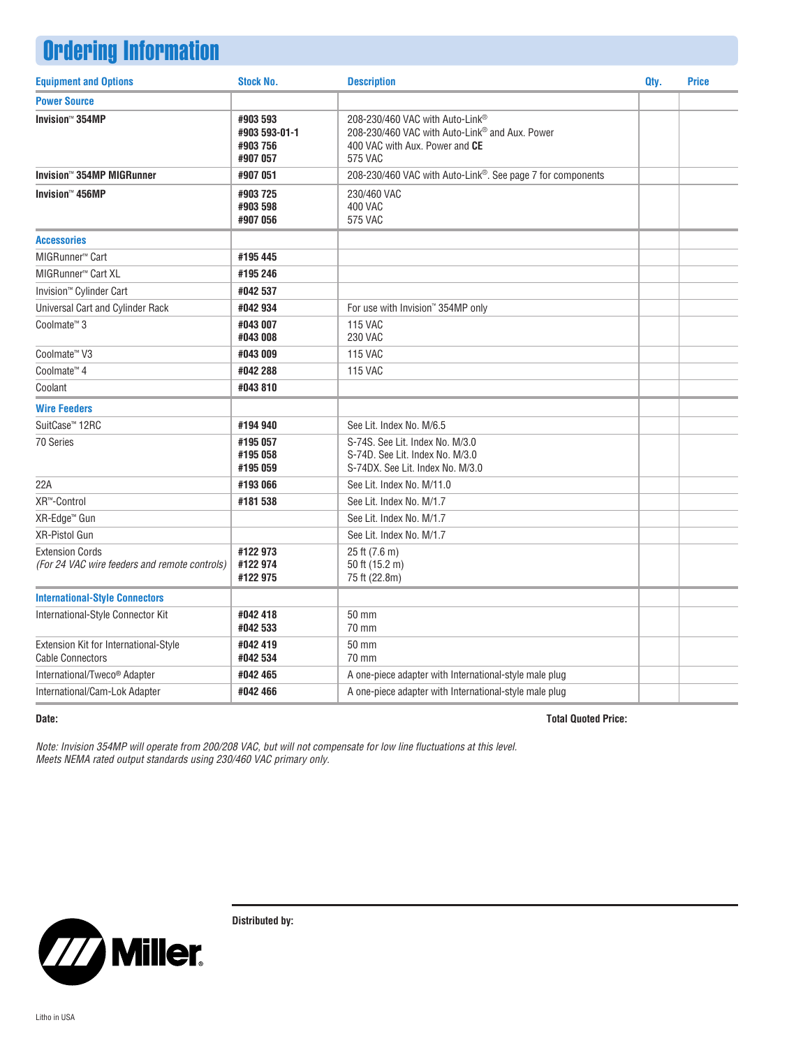# Ordering Information

| Equipment and Options | Stock No. | Description | Qty. | Price |
|---|---|---|---|---|
| **Power Source** | | | | |
| **Invision™ 354MP** | #903 593<br>#903 593-01-1<br>#903 756<br>#907 057 | 208-230/460 VAC with Auto-Link®<br>208-230/460 VAC with Auto-Link® and Aux. Power<br>400 VAC with Aux. Power and **CE**<br>575 VAC | | |
| **Invision™ 354MP MIGRunner** | #907 051 | 208-230/460 VAC with Auto-Link®. See page 7 for components | | |
| **Invision™ 456MP** | #903 725<br>#903 598<br>#907 056 | 230/460 VAC<br>400 VAC<br>575 VAC | | |
| **Accessories** | | | | |
| MIGRunner™ Cart | #195 445 | | | |
| MIGRunner™ Cart XL | #195 246 | | | |
| Invision™ Cylinder Cart | #042 537 | | | |
| Universal Cart and Cylinder Rack | #042 934 | For use with Invision™ 354MP only | | |
| Coolmate™ 3 | #043 007<br>#043 008 | 115 VAC<br>230 VAC | | |
| Coolmate™ V3 | #043 009 | 115 VAC | | |
| Coolmate™ 4 | #042 288 | 115 VAC | | |
| Coolant | #043 810 | | | |
| **Wire Feeders** | | | | |
| SuitCase™ 12RC | #194 940 | See Lit. Index No. M/6.5 | | |
| 70 Series | #195 057<br>#195 058<br>#195 059 | S-74S. See Lit. Index No. M/3.0<br>S-74D. See Lit. Index No. M/3.0<br>S-74DX. See Lit. Index No. M/3.0 | | |
| 22A | #193 066 | See Lit. Index No. M/11.0 | | |
| XR™-Control | #181 538 | See Lit. Index No. M/1.7 | | |
| XR-Edge™ Gun | | See Lit. Index No. M/1.7 | | |
| XR-Pistol Gun | | See Lit. Index No. M/1.7 | | |
| Extension Cords<br>*(For 24 VAC wire feeders and remote controls)* | #122 973<br>#122 974<br>#122 975 | 25 ft (7.6 m)<br>50 ft (15.2 m)<br>75 ft (22.8m) | | |
| **International-Style Connectors** | | | | |
| International-Style Connector Kit | #042 418<br>#042 533 | 50 mm<br>70 mm | | |
| Extension Kit for International-Style Cable Connectors | #042 419<br>#042 534 | 50 mm<br>70 mm | | |
| International/Tweco® Adapter | #042 465 | A one-piece adapter with International-style male plug | | |
| International/Cam-Lok Adapter | #042 466 | A one-piece adapter with International-style male plug | | |

**Date:** **Total Quoted Price:**

*Note: Invision 354MP will operate from 200/208 VAC, but will not compensate for low line fluctuations at this level.*
*Meets NEMA rated output standards using 230/460 VAC primary only.*

Miller

**Distributed by:**

Litho in USA